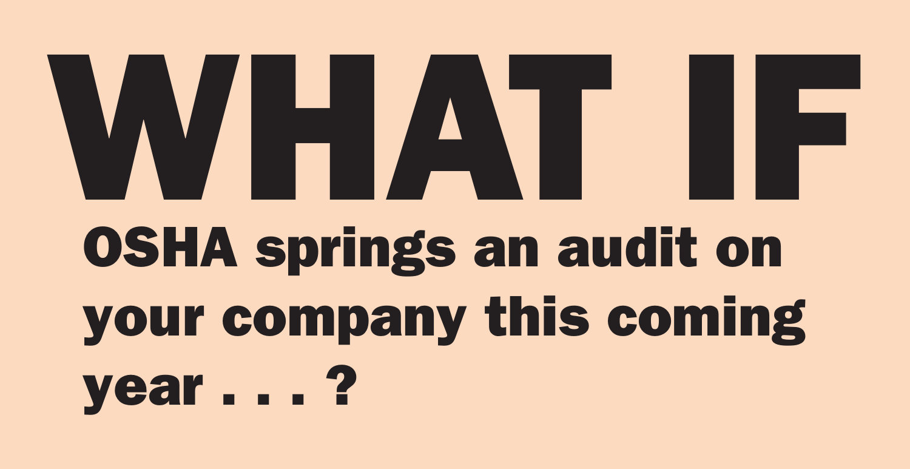# WHAT IF

## OSHA springs an audit on your company this coming year . . . ?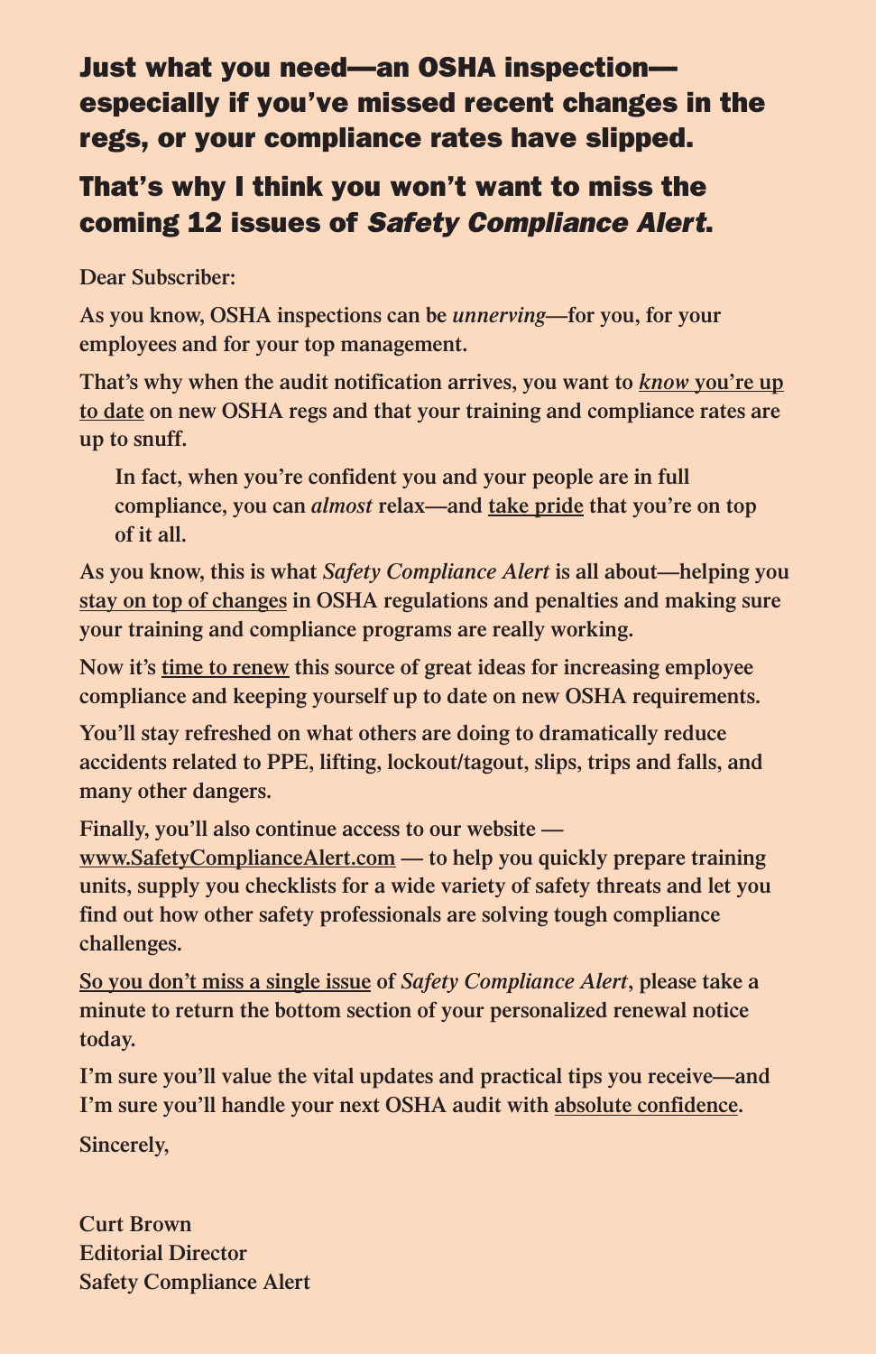## Just what you need—an OSHA inspection—especially if you've missed recent changes in the regs, or your compliance rates have slipped.

## That's why I think you won't want to miss the coming 12 issues of *Safety Compliance Alert*.

Dear Subscriber:

As you know, OSHA inspections can be *unnerving*—for you, for your employees and for your top management.

That's why when the audit notification arrives, you want to <u>*know* you're up to date</u> on new OSHA regs and that your training and compliance rates are up to snuff.

> In fact, when you're confident you and your people are in full compliance, you can *almost* relax—and <u>take pride</u> that you're on top of it all.

As you know, this is what *Safety Compliance Alert* is all about—helping you <u>stay on top of changes</u> in OSHA regulations and penalties and making sure your training and compliance programs are really working.

Now it's <u>time to renew</u> this source of great ideas for increasing employee compliance and keeping yourself up to date on new OSHA requirements.

You'll stay refreshed on what others are doing to dramatically reduce accidents related to PPE, lifting, lockout/tagout, slips, trips and falls, and many other dangers.

Finally, you'll also continue access to our website — <u>www.SafetyComplianceAlert.com</u> — to help you quickly prepare training units, supply you checklists for a wide variety of safety threats and let you find out how other safety professionals are solving tough compliance challenges.

<u>So you don't miss a single issue</u> of *Safety Compliance Alert*, please take a minute to return the bottom section of your personalized renewal notice today.

I'm sure you'll value the vital updates and practical tips you receive—and I'm sure you'll handle your next OSHA audit with <u>absolute confidence</u>.

Sincerely,

Curt Brown
Editorial Director
Safety Compliance Alert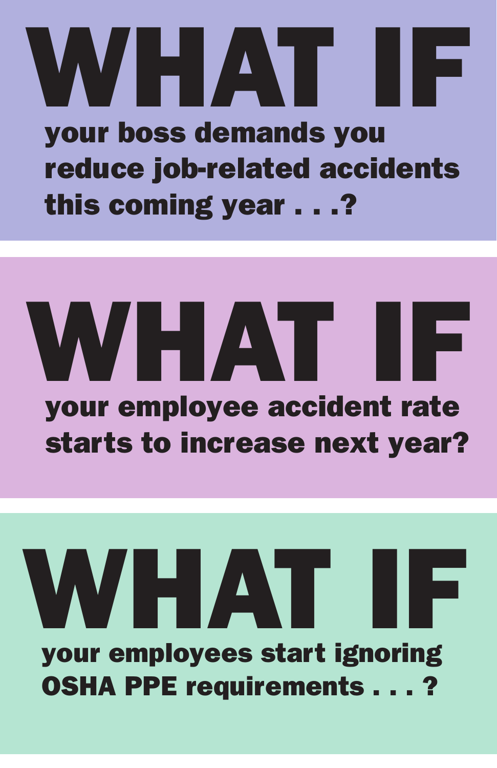# WHAT IF

**your boss demands you reduce job-related accidents this coming year . . .?**

# WHAT IF

**your employee accident rate starts to increase next year?**

# WHAT IF

**your employees start ignoring OSHA PPE requirements . . . ?**